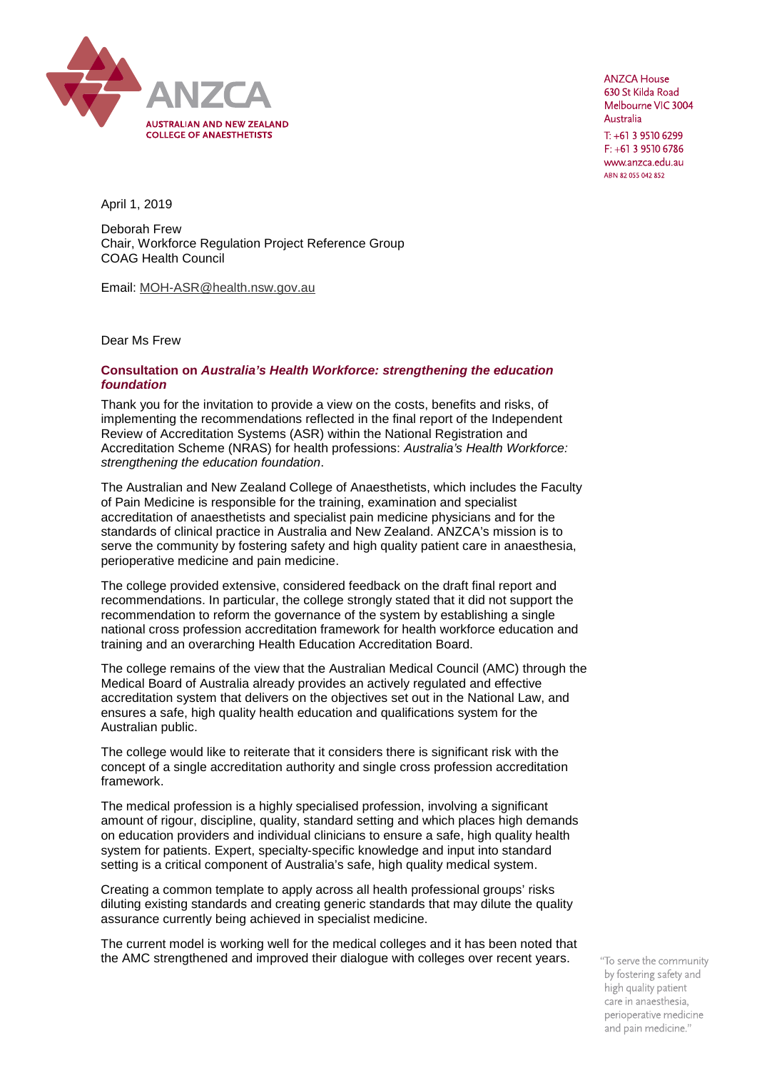**ANZCA**
**AUSTRALIAN AND NEW ZEALAND COLLEGE OF ANAESTHETISTS**

ANZCA House
630 St Kilda Road
Melbourne VIC 3004
Australia

T: +61 3 9510 6299
F: +61 3 9510 6786
www.anzca.edu.au
ABN 82 055 042 852

April 1, 2019

Deborah Frew
Chair, Workforce Regulation Project Reference Group
COAG Health Council

Email: MOH-ASR@health.nsw.gov.au

Dear Ms Frew

**Consultation on *Australia's Health Workforce: strengthening the education foundation***

Thank you for the invitation to provide a view on the costs, benefits and risks, of implementing the recommendations reflected in the final report of the Independent Review of Accreditation Systems (ASR) within the National Registration and Accreditation Scheme (NRAS) for health professions: *Australia's Health Workforce: strengthening the education foundation*.

The Australian and New Zealand College of Anaesthetists, which includes the Faculty of Pain Medicine is responsible for the training, examination and specialist accreditation of anaesthetists and specialist pain medicine physicians and for the standards of clinical practice in Australia and New Zealand. ANZCA's mission is to serve the community by fostering safety and high quality patient care in anaesthesia, perioperative medicine and pain medicine.

The college provided extensive, considered feedback on the draft final report and recommendations. In particular, the college strongly stated that it did not support the recommendation to reform the governance of the system by establishing a single national cross profession accreditation framework for health workforce education and training and an overarching Health Education Accreditation Board.

The college remains of the view that the Australian Medical Council (AMC) through the Medical Board of Australia already provides an actively regulated and effective accreditation system that delivers on the objectives set out in the National Law, and ensures a safe, high quality health education and qualifications system for the Australian public.

The college would like to reiterate that it considers there is significant risk with the concept of a single accreditation authority and single cross profession accreditation framework.

The medical profession is a highly specialised profession, involving a significant amount of rigour, discipline, quality, standard setting and which places high demands on education providers and individual clinicians to ensure a safe, high quality health system for patients. Expert, specialty-specific knowledge and input into standard setting is a critical component of Australia's safe, high quality medical system.

Creating a common template to apply across all health professional groups' risks diluting existing standards and creating generic standards that may dilute the quality assurance currently being achieved in specialist medicine.

The current model is working well for the medical colleges and it has been noted that the AMC strengthened and improved their dialogue with colleges over recent years.

"To serve the community by fostering safety and high quality patient care in anaesthesia, perioperative medicine and pain medicine."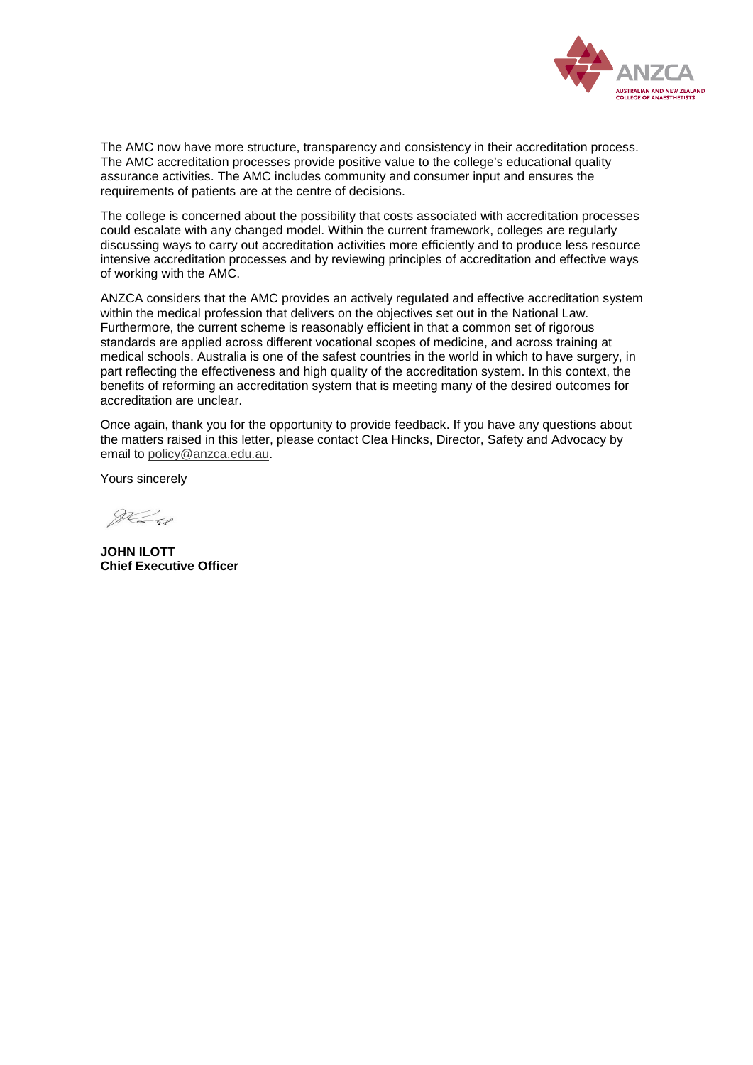The AMC now have more structure, transparency and consistency in their accreditation process. The AMC accreditation processes provide positive value to the college's educational quality assurance activities. The AMC includes community and consumer input and ensures the requirements of patients are at the centre of decisions.

The college is concerned about the possibility that costs associated with accreditation processes could escalate with any changed model. Within the current framework, colleges are regularly discussing ways to carry out accreditation activities more efficiently and to produce less resource intensive accreditation processes and by reviewing principles of accreditation and effective ways of working with the AMC.

ANZCA considers that the AMC provides an actively regulated and effective accreditation system within the medical profession that delivers on the objectives set out in the National Law. Furthermore, the current scheme is reasonably efficient in that a common set of rigorous standards are applied across different vocational scopes of medicine, and across training at medical schools. Australia is one of the safest countries in the world in which to have surgery, in part reflecting the effectiveness and high quality of the accreditation system. In this context, the benefits of reforming an accreditation system that is meeting many of the desired outcomes for accreditation are unclear.

Once again, thank you for the opportunity to provide feedback. If you have any questions about the matters raised in this letter, please contact Clea Hincks, Director, Safety and Advocacy by email to policy@anzca.edu.au.

Yours sincerely

**JOHN ILOTT**
**Chief Executive Officer**